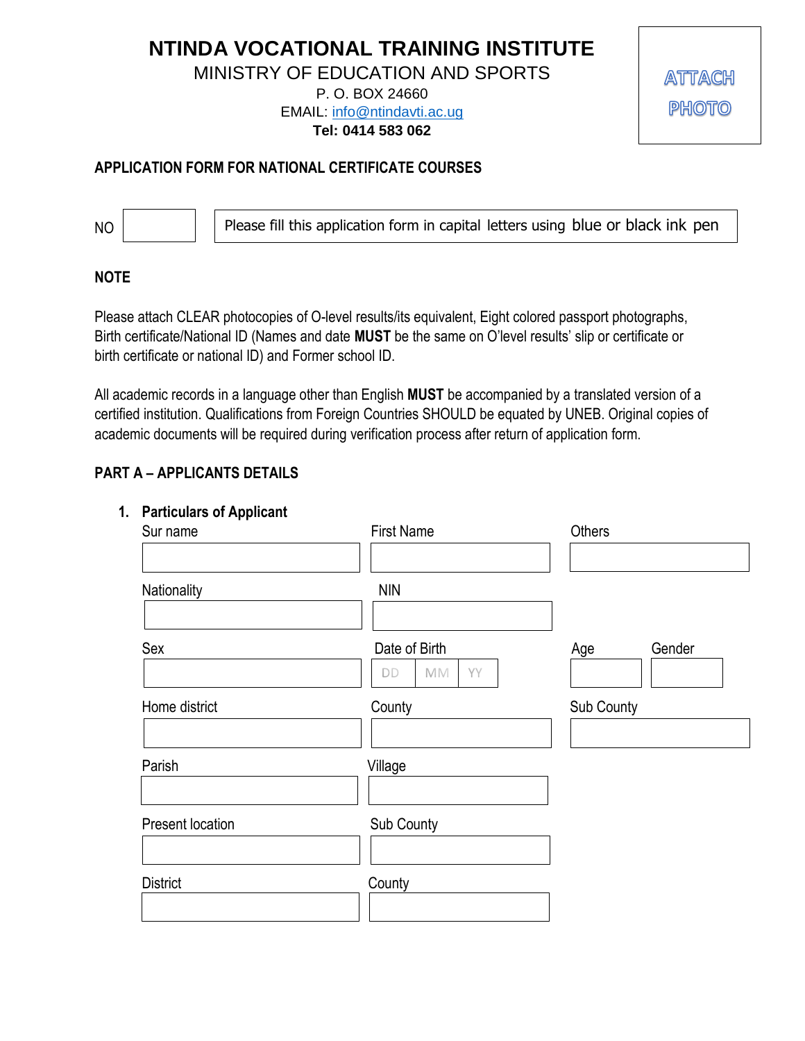# NTINDA VOCATIONAL TRAINING INSTITUTE

MINISTRY OF EDUCATION AND SPORTS

P. O. BOX 24660

EMAIL: info@ntindavti.ac.ug

**Tel: 0414 583 062**

ATTACH PHOTO

## APPLICATION FORM FOR NATIONAL CERTIFICATE COURSES

NO [ ]

Please fill this application form in capital letters using blue or black ink pen

**NOTE**

Please attach CLEAR photocopies of O-level results/its equivalent, Eight colored passport photographs, Birth certificate/National ID (Names and date **MUST** be the same on O'level results' slip or certificate or birth certificate or national ID) and Former school ID.

All academic records in a language other than English **MUST** be accompanied by a translated version of a certified institution. Qualifications from Foreign Countries SHOULD be equated by UNEB. Original copies of academic documents will be required during verification process after return of application form.

## PART A – APPLICANTS DETAILS

### 1. Particulars of Applicant

| Sur name | First Name | Others | |
|---|---|---|---|
| | | | |
| Nationality | NIN | | |
| | | | |
| Sex | Date of Birth | Age | Gender |
| | DD / MM / YY | | |
| Home district | County | Sub County | |
| | | | |
| Parish | Village | | |
| | | | |
| Present location | Sub County | | |
| | | | |
| District | County | | |
| | | | |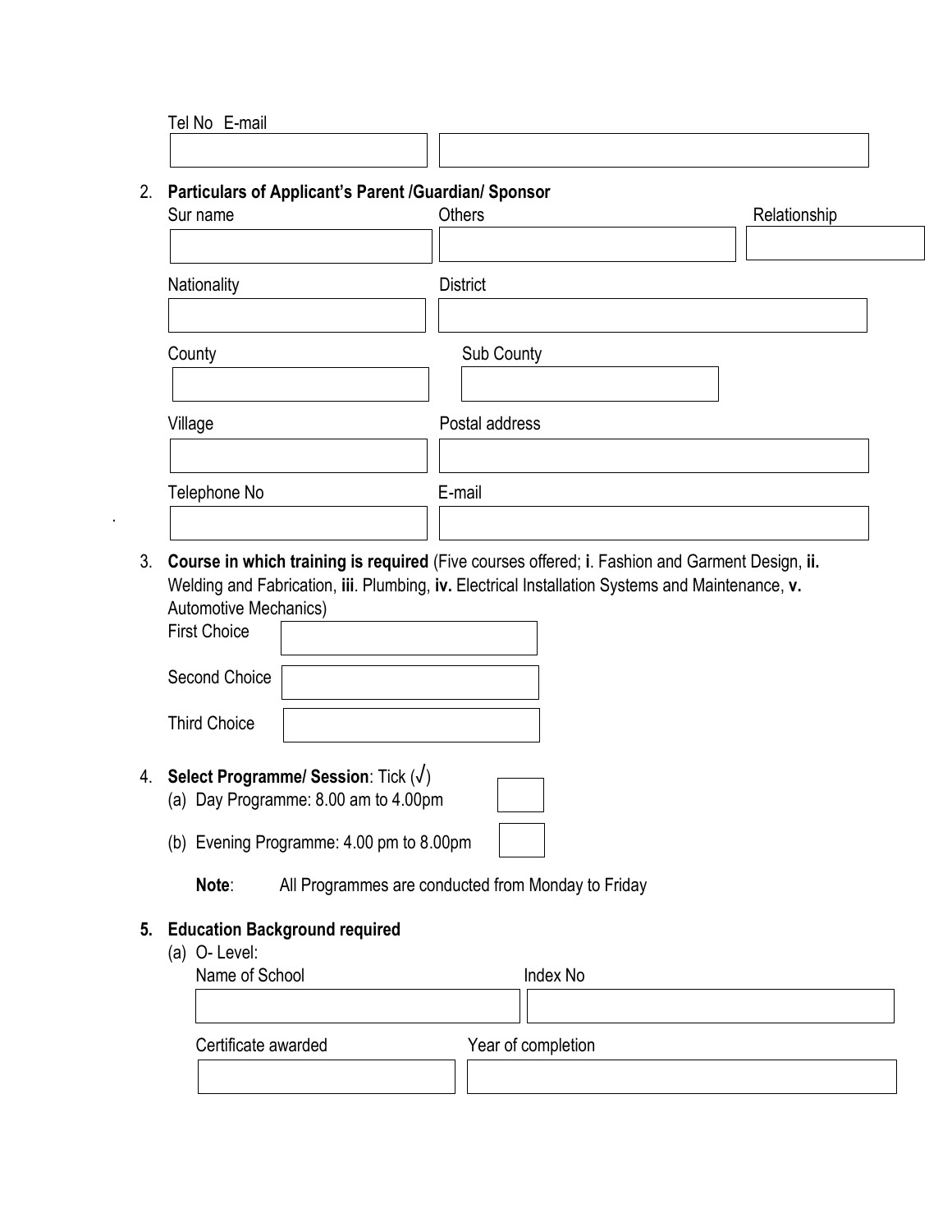Tel No E-mail

2. **Particulars of Applicant's Parent /Guardian/ Sponsor**

   Sur name | Others | Relationship

   Nationality | District

   County | Sub County

   Village | Postal address

   Telephone No | E-mail

3. **Course in which training is required** (Five courses offered; **i**. Fashion and Garment Design, **ii.** Welding and Fabrication, **iii**. Plumbing, **iv.** Electrical Installation Systems and Maintenance, **v.** Automotive Mechanics)

   First Choice

   Second Choice

   Third Choice

4. **Select Programme/ Session**: Tick (√)

   (a) Day Programme: 8.00 am to 4.00pm

   (b) Evening Programme: 4.00 pm to 8.00pm

   **Note**: All Programmes are conducted from Monday to Friday

5. **Education Background required**

   (a) O- Level:

   Name of School | Index No

   Certificate awarded | Year of completion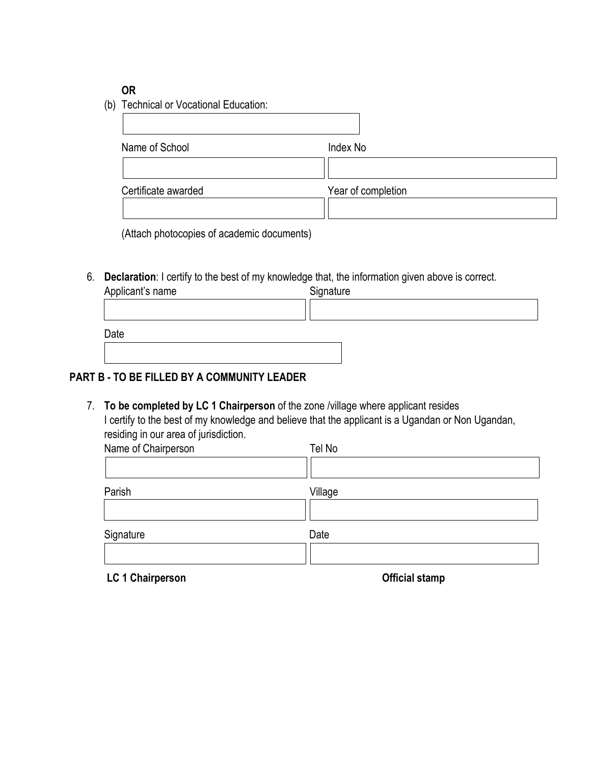**OR**

(b) Technical or Vocational Education:

| |
|---|
| |

| Name of School | Index No |
|---|---|
| | |

| Certificate awarded | Year of completion |
|---|---|
| | |

(Attach photocopies of academic documents)

6. **Declaration**: I certify to the best of my knowledge that, the information given above is correct.

| Applicant's name | Signature |
|---|---|
| | |

| Date |
|---|
| |

## PART B - TO BE FILLED BY A COMMUNITY LEADER

7. **To be completed by LC 1 Chairperson** of the zone /village where applicant resides
   I certify to the best of my knowledge and believe that the applicant is a Ugandan or Non Ugandan, residing in our area of jurisdiction.

| Name of Chairperson | Tel No |
|---|---|
| | |

| Parish | Village |
|---|---|
| | |

| Signature | Date |
|---|---|
| | |

**LC 1 Chairperson** **Official stamp**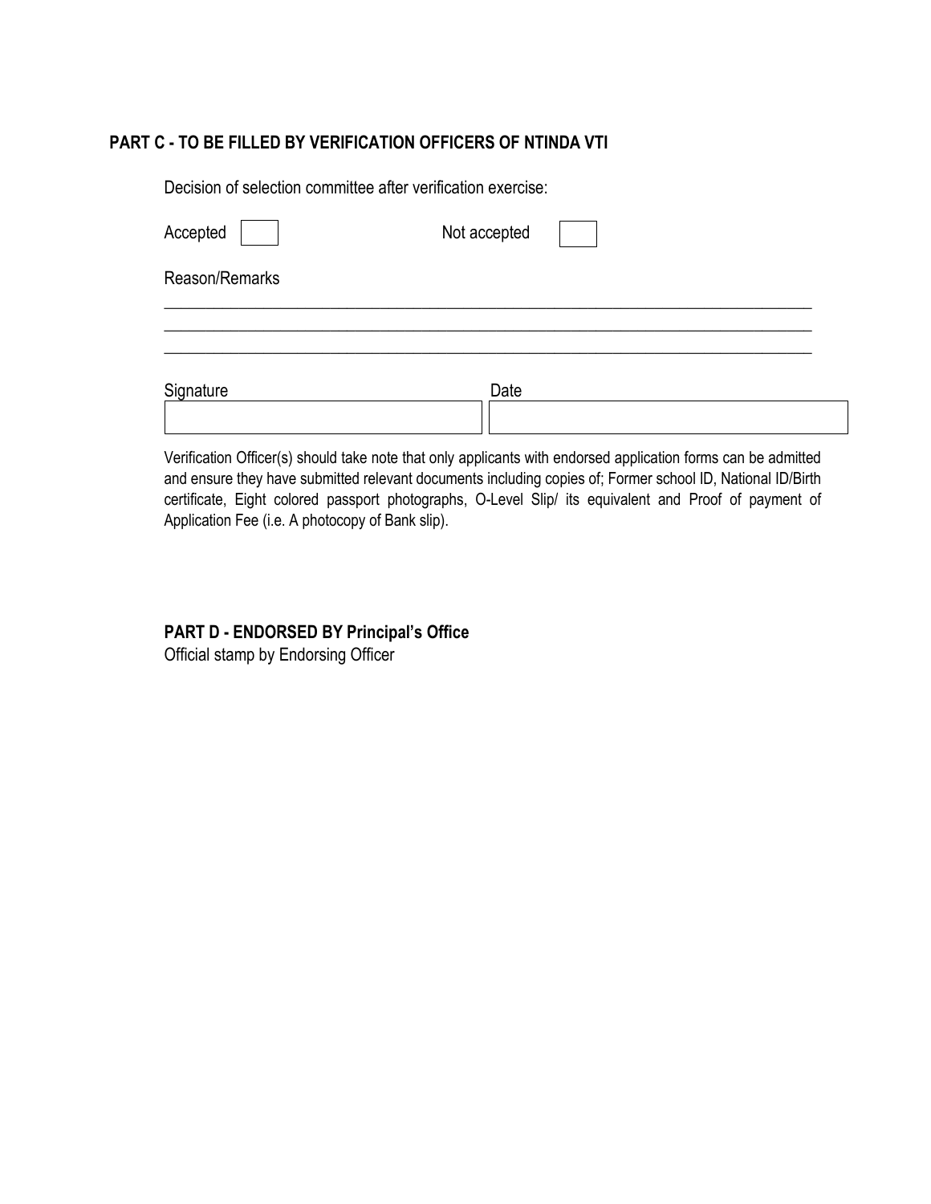## PART C - TO BE FILLED BY VERIFICATION OFFICERS OF NTINDA VTI

Decision of selection committee after verification exercise:

Accepted ☐ Not accepted ☐

Reason/Remarks

______________________________________________________________________________

______________________________________________________________________________

______________________________________________________________________________

| Signature | Date |
|---|---|
| | |

Verification Officer(s) should take note that only applicants with endorsed application forms can be admitted and ensure they have submitted relevant documents including copies of; Former school ID, National ID/Birth certificate, Eight colored passport photographs, O-Level Slip/ its equivalent and Proof of payment of Application Fee (i.e. A photocopy of Bank slip).

## PART D - ENDORSED BY Principal's Office

Official stamp by Endorsing Officer